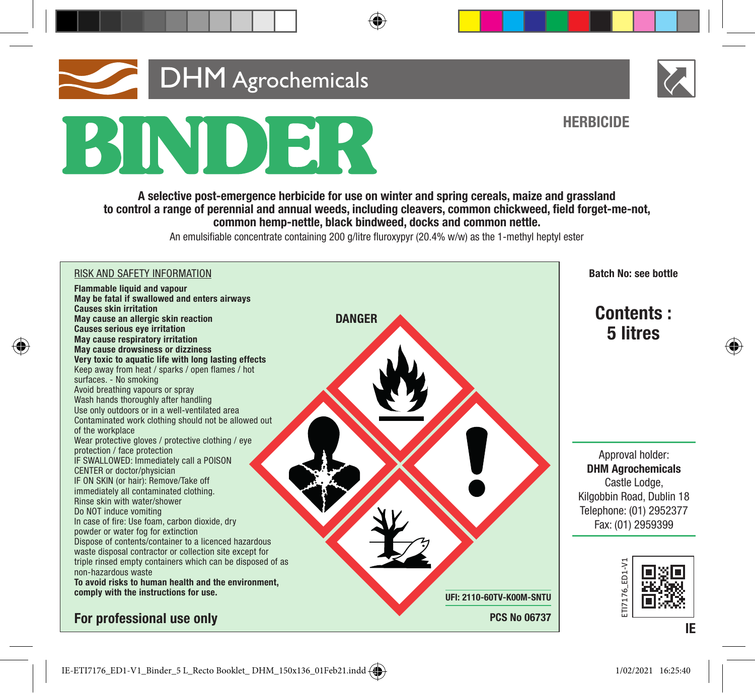DHM Agrochemicals

# BINDER

**HERBICIDE**

**A selective post-emergence herbicide for use on winter and spring cereals, maize and grassland to control a range of perennial and annual weeds, including cleavers, common chickweed, field forget-me-not, common hemp-nettle, black bindweed, docks and common nettle.**

An emulsifiable concentrate containing 200 g/litre fluroxypyr (20.4% w/w) as the 1-methyl heptyl ester

## RISK AND SAFETY INFORMATION

**Flammable liquid and vapour**
**May be fatal if swallowed and enters airways**
**Causes skin irritation**
**May cause an allergic skin reaction**
**Causes serious eye irritation**
**May cause respiratory irritation**
**May cause drowsiness or dizziness**
**Very toxic to aquatic life with long lasting effects**
Keep away from heat / sparks / open flames / hot surfaces. - No smoking
Avoid breathing vapours or spray
Wash hands thoroughly after handling
Use only outdoors or in a well-ventilated area
Contaminated work clothing should not be allowed out of the workplace
Wear protective gloves / protective clothing / eye protection / face protection
IF SWALLOWED: Immediately call a POISON CENTER or doctor/physician
IF ON SKIN (or hair): Remove/Take off immediately all contaminated clothing.
Rinse skin with water/shower
Do NOT induce vomiting
In case of fire: Use foam, carbon dioxide, dry powder or water fog for extinction
Dispose of contents/container to a licenced hazardous waste disposal contractor or collection site except for triple rinsed empty containers which can be disposed of as non-hazardous waste
**To avoid risks to human health and the environment, comply with the instructions for use.**

**DANGER**

**UFI: 2110-60TV-K00M-SNTU**

**PCS No 06737**

**For professional use only**

**Batch No: see bottle**

**Contents : 5 litres**

Approval holder:
**DHM Agrochemicals**
Castle Lodge,
Kilgobbin Road, Dublin 18
Telephone: (01) 2952377
Fax: (01) 2959399

ETI7176_ED1-V1

**IE**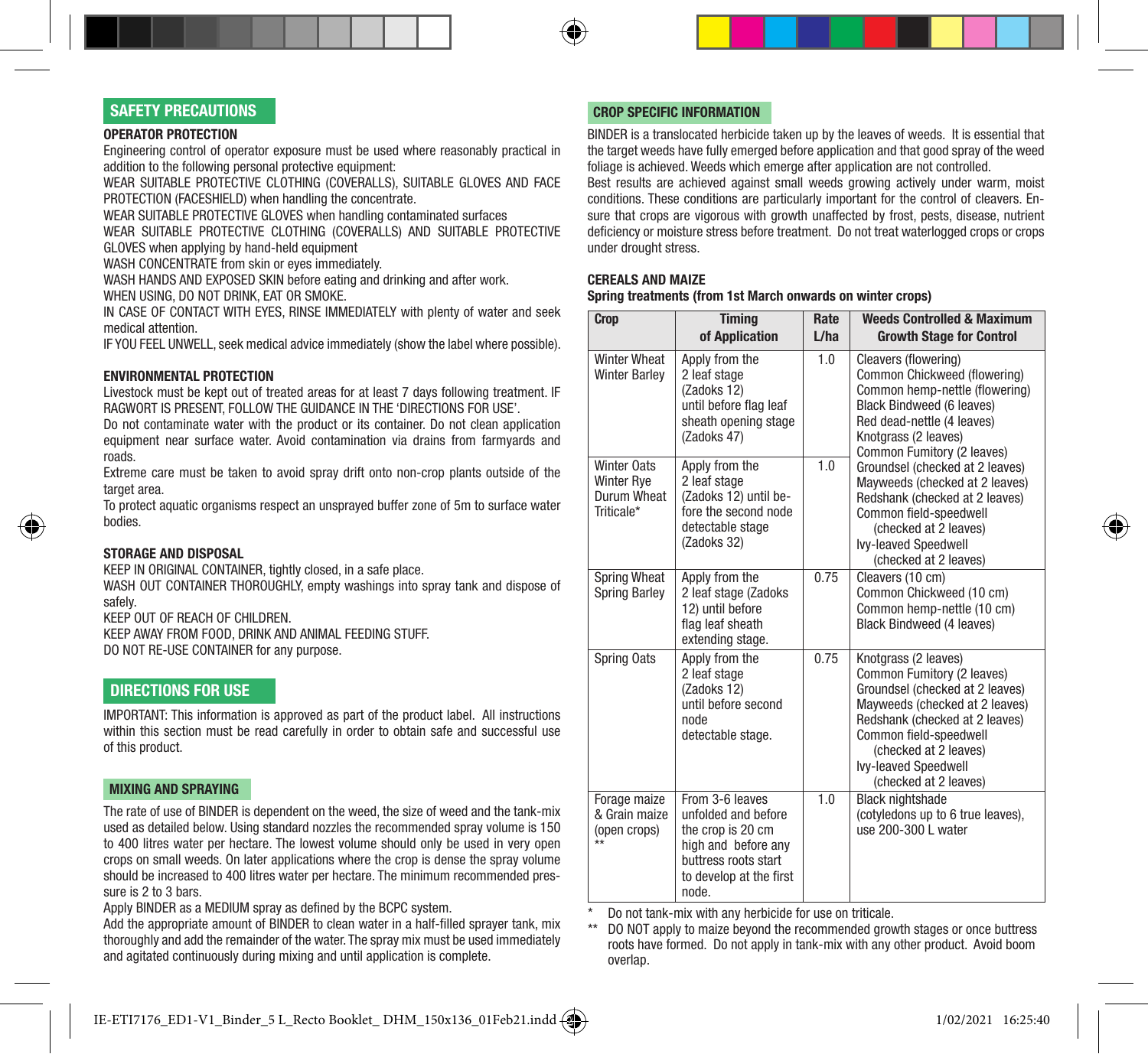## SAFETY PRECAUTIONS

**OPERATOR PROTECTION**

Engineering control of operator exposure must be used where reasonably practical in addition to the following personal protective equipment:

WEAR SUITABLE PROTECTIVE CLOTHING (COVERALLS), SUITABLE GLOVES AND FACE PROTECTION (FACESHIELD) when handling the concentrate.

WEAR SUITABLE PROTECTIVE GLOVES when handling contaminated surfaces

WEAR SUITABLE PROTECTIVE CLOTHING (COVERALLS) AND SUITABLE PROTECTIVE GLOVES when applying by hand-held equipment

WASH CONCENTRATE from skin or eyes immediately.

WASH HANDS AND EXPOSED SKIN before eating and drinking and after work.

WHEN USING, DO NOT DRINK, EAT OR SMOKE.

IN CASE OF CONTACT WITH EYES, RINSE IMMEDIATELY with plenty of water and seek medical attention.

IF YOU FEEL UNWELL, seek medical advice immediately (show the label where possible).

**ENVIRONMENTAL PROTECTION**

Livestock must be kept out of treated areas for at least 7 days following treatment. IF RAGWORT IS PRESENT, FOLLOW THE GUIDANCE IN THE 'DIRECTIONS FOR USE'.

Do not contaminate water with the product or its container. Do not clean application equipment near surface water. Avoid contamination via drains from farmyards and roads.

Extreme care must be taken to avoid spray drift onto non-crop plants outside of the target area.

To protect aquatic organisms respect an unsprayed buffer zone of 5m to surface water bodies.

**STORAGE AND DISPOSAL**

KEEP IN ORIGINAL CONTAINER, tightly closed, in a safe place.

WASH OUT CONTAINER THOROUGHLY, empty washings into spray tank and dispose of safely.

KEEP OUT OF REACH OF CHILDREN.

KEEP AWAY FROM FOOD, DRINK AND ANIMAL FEEDING STUFF.

DO NOT RE-USE CONTAINER for any purpose.

## DIRECTIONS FOR USE

IMPORTANT: This information is approved as part of the product label. All instructions within this section must be read carefully in order to obtain safe and successful use of this product.

### MIXING AND SPRAYING

The rate of use of BINDER is dependent on the weed, the size of weed and the tank-mix used as detailed below. Using standard nozzles the recommended spray volume is 150 to 400 litres water per hectare. The lowest volume should only be used in very open crops on small weeds. On later applications where the crop is dense the spray volume should be increased to 400 litres water per hectare. The minimum recommended pressure is 2 to 3 bars.

Apply BINDER as a MEDIUM spray as defined by the BCPC system.

Add the appropriate amount of BINDER to clean water in a half-filled sprayer tank, mix thoroughly and add the remainder of the water. The spray mix must be used immediately and agitated continuously during mixing and until application is complete.

### CROP SPECIFIC INFORMATION

BINDER is a translocated herbicide taken up by the leaves of weeds. It is essential that the target weeds have fully emerged before application and that good spray of the weed foliage is achieved. Weeds which emerge after application are not controlled.

Best results are achieved against small weeds growing actively under warm, moist conditions. These conditions are particularly important for the control of cleavers. Ensure that crops are vigorous with growth unaffected by frost, pests, disease, nutrient deficiency or moisture stress before treatment. Do not treat waterlogged crops or crops under drought stress.

**CEREALS AND MAIZE**

**Spring treatments (from 1st March onwards on winter crops)**

| Crop | Timing of Application | Rate L/ha | Weeds Controlled & Maximum Growth Stage for Control |
|---|---|---|---|
| Winter Wheat<br>Winter Barley | Apply from the 2 leaf stage (Zadoks 12) until before flag leaf sheath opening stage (Zadoks 47) | 1.0 | Cleavers (flowering)<br>Common Chickweed (flowering)<br>Common hemp-nettle (flowering)<br>Black Bindweed (6 leaves)<br>Red dead-nettle (4 leaves)<br>Knotgrass (2 leaves)<br>Common Fumitory (2 leaves)<br>Groundsel (checked at 2 leaves)<br>Mayweeds (checked at 2 leaves)<br>Redshank (checked at 2 leaves)<br>Common field-speedwell (checked at 2 leaves)<br>Ivy-leaved Speedwell (checked at 2 leaves) |
| Winter Oats<br>Winter Rye<br>Durum Wheat<br>Triticale* | Apply from the 2 leaf stage (Zadoks 12) until before the second node detectable stage (Zadoks 32) | 1.0 | |
| Spring Wheat<br>Spring Barley | Apply from the 2 leaf stage (Zadoks 12) until before flag leaf sheath extending stage. | 0.75 | Cleavers (10 cm)<br>Common Chickweed (10 cm)<br>Common hemp-nettle (10 cm)<br>Black Bindweed (4 leaves) |
| Spring Oats | Apply from the 2 leaf stage (Zadoks 12) until before second node detectable stage. | 0.75 | Knotgrass (2 leaves)<br>Common Fumitory (2 leaves)<br>Groundsel (checked at 2 leaves)<br>Mayweeds (checked at 2 leaves)<br>Redshank (checked at 2 leaves)<br>Common field-speedwell (checked at 2 leaves)<br>Ivy-leaved Speedwell (checked at 2 leaves) |
| Forage maize & Grain maize (open crops) ** | From 3-6 leaves unfolded and before the crop is 20 cm high and before any buttress roots start to develop at the first node. | 1.0 | Black nightshade (cotyledons up to 6 true leaves), use 200-300 L water |

\* Do not tank-mix with any herbicide for use on triticale.

\*\* DO NOT apply to maize beyond the recommended growth stages or once buttress roots have formed. Do not apply in tank-mix with any other product. Avoid boom overlap.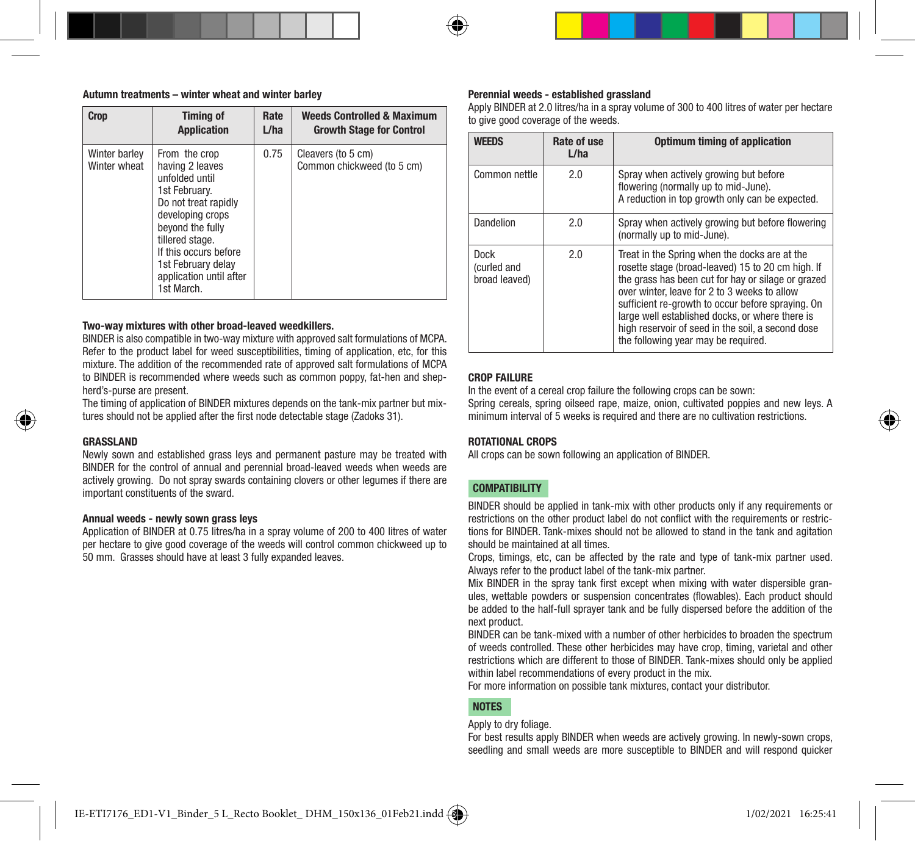**Autumn treatments – winter wheat and winter barley**

| Crop | Timing of Application | Rate L/ha | Weeds Controlled & Maximum Growth Stage for Control |
|---|---|---|---|
| Winter barley<br>Winter wheat | From the crop having 2 leaves unfolded until 1st February.<br>Do not treat rapidly developing crops beyond the fully tillered stage.<br>If this occurs before 1st February delay application until after 1st March. | 0.75 | Cleavers (to 5 cm)<br>Common chickweed (to 5 cm) |

**Two-way mixtures with other broad-leaved weedkillers.**

BINDER is also compatible in two-way mixture with approved salt formulations of MCPA. Refer to the product label for weed susceptibilities, timing of application, etc, for this mixture. The addition of the recommended rate of approved salt formulations of MCPA to BINDER is recommended where weeds such as common poppy, fat-hen and shepherd's-purse are present.

The timing of application of BINDER mixtures depends on the tank-mix partner but mixtures should not be applied after the first node detectable stage (Zadoks 31).

**GRASSLAND**

Newly sown and established grass leys and permanent pasture may be treated with BINDER for the control of annual and perennial broad-leaved weeds when weeds are actively growing. Do not spray swards containing clovers or other legumes if there are important constituents of the sward.

**Annual weeds - newly sown grass leys**

Application of BINDER at 0.75 litres/ha in a spray volume of 200 to 400 litres of water per hectare to give good coverage of the weeds will control common chickweed up to 50 mm. Grasses should have at least 3 fully expanded leaves.

**Perennial weeds - established grassland**

Apply BINDER at 2.0 litres/ha in a spray volume of 300 to 400 litres of water per hectare to give good coverage of the weeds.

| WEEDS | Rate of use L/ha | Optimum timing of application |
|---|---|---|
| Common nettle | 2.0 | Spray when actively growing but before flowering (normally up to mid-June).<br>A reduction in top growth only can be expected. |
| Dandelion | 2.0 | Spray when actively growing but before flowering (normally up to mid-June). |
| Dock (curled and broad leaved) | 2.0 | Treat in the Spring when the docks are at the rosette stage (broad-leaved) 15 to 20 cm high. If the grass has been cut for hay or silage or grazed over winter, leave for 2 to 3 weeks to allow sufficient re-growth to occur before spraying. On large well established docks, or where there is high reservoir of seed in the soil, a second dose the following year may be required. |

**CROP FAILURE**

In the event of a cereal crop failure the following crops can be sown:

Spring cereals, spring oilseed rape, maize, onion, cultivated poppies and new leys. A minimum interval of 5 weeks is required and there are no cultivation restrictions.

**ROTATIONAL CROPS**

All crops can be sown following an application of BINDER.

**COMPATIBILITY**

BINDER should be applied in tank-mix with other products only if any requirements or restrictions on the other product label do not conflict with the requirements or restrictions for BINDER. Tank-mixes should not be allowed to stand in the tank and agitation should be maintained at all times.

Crops, timings, etc, can be affected by the rate and type of tank-mix partner used. Always refer to the product label of the tank-mix partner.

Mix BINDER in the spray tank first except when mixing with water dispersible granules, wettable powders or suspension concentrates (flowables). Each product should be added to the half-full sprayer tank and be fully dispersed before the addition of the next product.

BINDER can be tank-mixed with a number of other herbicides to broaden the spectrum of weeds controlled. These other herbicides may have crop, timing, varietal and other restrictions which are different to those of BINDER. Tank-mixes should only be applied within label recommendations of every product in the mix.

For more information on possible tank mixtures, contact your distributor.

**NOTES**

Apply to dry foliage.

For best results apply BINDER when weeds are actively growing. In newly-sown crops, seedling and small weeds are more susceptible to BINDER and will respond quicker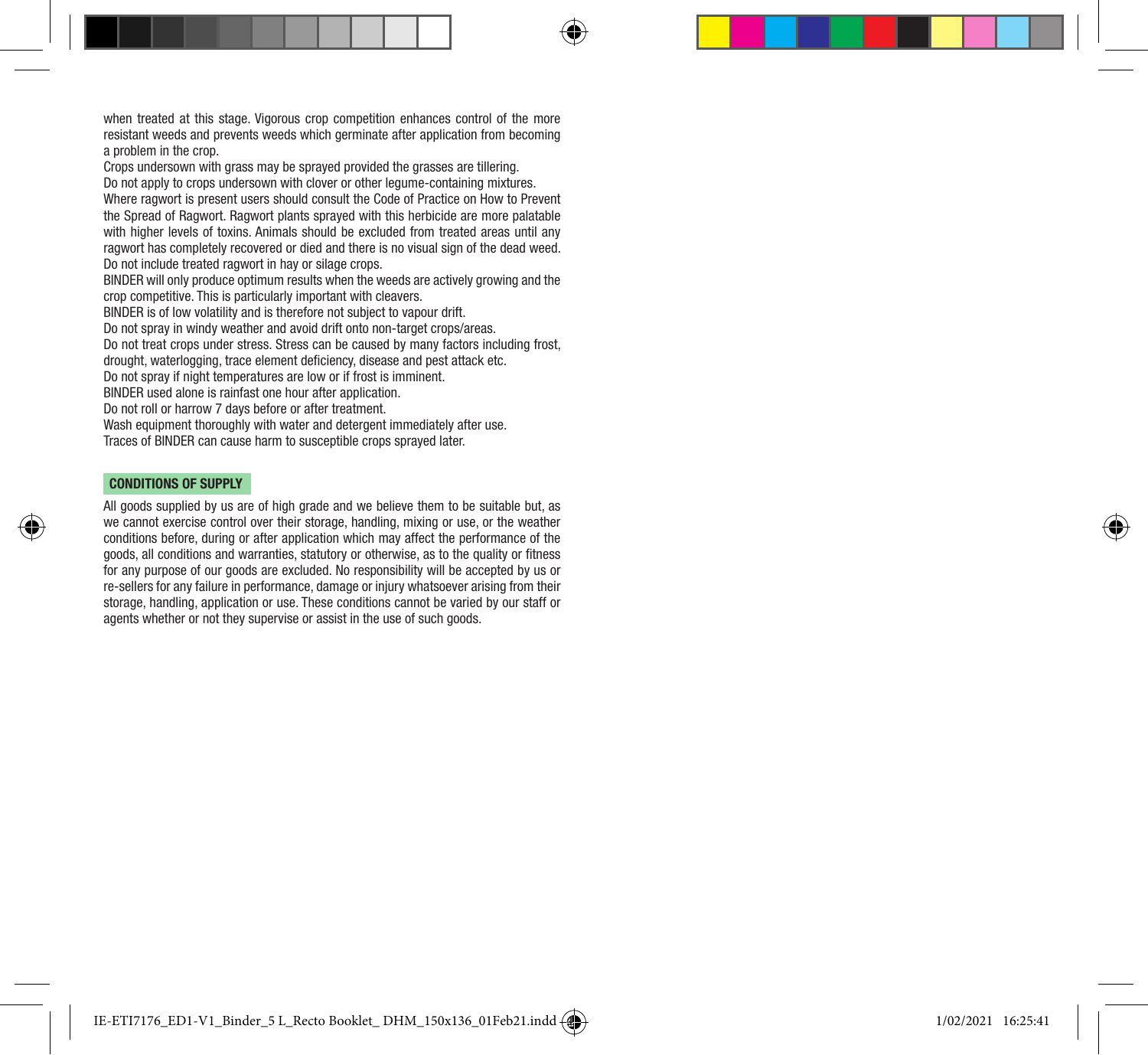when treated at this stage. Vigorous crop competition enhances control of the more resistant weeds and prevents weeds which germinate after application from becoming a problem in the crop.

Crops undersown with grass may be sprayed provided the grasses are tillering.

Do not apply to crops undersown with clover or other legume-containing mixtures.

Where ragwort is present users should consult the Code of Practice on How to Prevent the Spread of Ragwort. Ragwort plants sprayed with this herbicide are more palatable with higher levels of toxins. Animals should be excluded from treated areas until any ragwort has completely recovered or died and there is no visual sign of the dead weed. Do not include treated ragwort in hay or silage crops.

BINDER will only produce optimum results when the weeds are actively growing and the crop competitive. This is particularly important with cleavers.

BINDER is of low volatility and is therefore not subject to vapour drift.

Do not spray in windy weather and avoid drift onto non-target crops/areas.

Do not treat crops under stress. Stress can be caused by many factors including frost, drought, waterlogging, trace element deficiency, disease and pest attack etc.

Do not spray if night temperatures are low or if frost is imminent.

BINDER used alone is rainfast one hour after application.

Do not roll or harrow 7 days before or after treatment.

Wash equipment thoroughly with water and detergent immediately after use.

Traces of BINDER can cause harm to susceptible crops sprayed later.

## CONDITIONS OF SUPPLY

All goods supplied by us are of high grade and we believe them to be suitable but, as we cannot exercise control over their storage, handling, mixing or use, or the weather conditions before, during or after application which may affect the performance of the goods, all conditions and warranties, statutory or otherwise, as to the quality or fitness for any purpose of our goods are excluded. No responsibility will be accepted by us or re-sellers for any failure in performance, damage or injury whatsoever arising from their storage, handling, application or use. These conditions cannot be varied by our staff or agents whether or not they supervise or assist in the use of such goods.